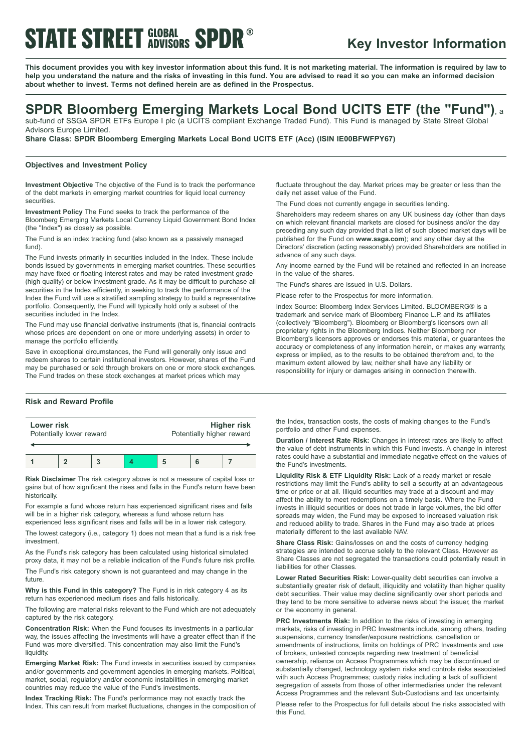# STATE STREET GLOBAL ADVISORS SPDR®

## Key Investor Information

**This document provides you with key investor information about this fund. It is not marketing material. The information is required by law to help you understand the nature and the risks of investing in this fund. You are advised to read it so you can make an informed decision about whether to invest. Terms not defined herein are as defined in the Prospectus.**

# SPDR Bloomberg Emerging Markets Local Bond UCITS ETF (the "Fund"), a sub-fund of SSGA SPDR ETFs Europe I plc (a UCITS compliant Exchange Traded Fund). This Fund is managed by State Street Global Advisors Europe Limited.

**Share Class: SPDR Bloomberg Emerging Markets Local Bond UCITS ETF (Acc) (ISIN IE00BFWFPY67)**

### Objectives and Investment Policy

**Investment Objective** The objective of the Fund is to track the performance of the debt markets in emerging market countries for liquid local currency securities.

**Investment Policy** The Fund seeks to track the performance of the Bloomberg Emerging Markets Local Currency Liquid Government Bond Index (the "Index") as closely as possible.

The Fund is an index tracking fund (also known as a passively managed fund).

The Fund invests primarily in securities included in the Index. These include bonds issued by governments in emerging market countries. These securities may have fixed or floating interest rates and may be rated investment grade (high quality) or below investment grade. As it may be difficult to purchase all securities in the Index efficiently, in seeking to track the performance of the Index the Fund will use a stratified sampling strategy to build a representative portfolio. Consequently, the Fund will typically hold only a subset of the securities included in the Index.

The Fund may use financial derivative instruments (that is, financial contracts whose prices are dependent on one or more underlying assets) in order to manage the portfolio efficiently.

Save in exceptional circumstances, the Fund will generally only issue and redeem shares to certain institutional investors. However, shares of the Fund may be purchased or sold through brokers on one or more stock exchanges. The Fund trades on these stock exchanges at market prices which may fluctuate throughout the day. Market prices may be greater or less than the daily net asset value of the Fund.

The Fund does not currently engage in securities lending.

Shareholders may redeem shares on any UK business day (other than days on which relevant financial markets are closed for business and/or the day preceding any such day provided that a list of such closed market days will be published for the Fund on **www.ssga.com**); and any other day at the Directors' discretion (acting reasonably) provided Shareholders are notified in advance of any such days.

Any income earned by the Fund will be retained and reflected in an increase in the value of the shares.

The Fund's shares are issued in U.S. Dollars.

Please refer to the Prospectus for more information.

Index Source: Bloomberg Index Services Limited. BLOOMBERG® is a trademark and service mark of Bloomberg Finance L.P. and its affiliates (collectively "Bloomberg"). Bloomberg or Bloomberg's licensors own all proprietary rights in the Bloomberg Indices. Neither Bloomberg nor Bloomberg's licensors approves or endorses this material, or guarantees the accuracy or completeness of any information herein, or makes any warranty, express or implied, as to the results to be obtained therefrom and, to the maximum extent allowed by law, neither shall have any liability or responsibility for injury or damages arising in connection therewith.

### Risk and Reward Profile

**Lower risk** Potentially lower reward — **Higher risk** Potentially higher reward

| 1 | 2 | 3 | 4 | 5 | 6 | 7 |
|---|---|---|---|---|---|---|

(Category 4 highlighted)

**Risk Disclaimer** The risk category above is not a measure of capital loss or gains but of how significant the rises and falls in the Fund's return have been historically.

For example a fund whose return has experienced significant rises and falls will be in a higher risk category, whereas a fund whose return has experienced less significant rises and falls will be in a lower risk category.

The lowest category (i.e., category 1) does not mean that a fund is a risk free investment.

As the Fund's risk category has been calculated using historical simulated proxy data, it may not be a reliable indication of the Fund's future risk profile.

The Fund's risk category shown is not guaranteed and may change in the future.

**Why is this Fund in this category?** The Fund is in risk category 4 as its return has experienced medium rises and falls historically.

The following are material risks relevant to the Fund which are not adequately captured by the risk category.

**Concentration Risk:** When the Fund focuses its investments in a particular way, the issues affecting the investments will have a greater effect than if the Fund was more diversified. This concentration may also limit the Fund's liquidity.

**Emerging Market Risk:** The Fund invests in securities issued by companies and/or governments and government agencies in emerging markets. Political, market, social, regulatory and/or economic instabilities in emerging market countries may reduce the value of the Fund's investments.

**Index Tracking Risk:** The Fund's performance may not exactly track the Index. This can result from market fluctuations, changes in the composition of the Index, transaction costs, the costs of making changes to the Fund's portfolio and other Fund expenses.

**Duration / Interest Rate Risk:** Changes in interest rates are likely to affect the value of debt instruments in which this Fund invests. A change in interest rates could have a substantial and immediate negative effect on the values of the Fund's investments.

**Liquidity Risk & ETF Liquidity Risk:** Lack of a ready market or resale restrictions may limit the Fund's ability to sell a security at an advantageous time or price or at all. Illiquid securities may trade at a discount and may affect the ability to meet redemptions on a timely basis. Where the Fund invests in illiquid securities or does not trade in large volumes, the bid offer spreads may widen, the Fund may be exposed to increased valuation risk and reduced ability to trade. Shares in the Fund may also trade at prices materially different to the last available NAV.

**Share Class Risk:** Gains/losses on and the costs of currency hedging strategies are intended to accrue solely to the relevant Class. However as Share Classes are not segregated the transactions could potentially result in liabilities for other Classes.

**Lower Rated Securities Risk:** Lower-quality debt securities can involve a substantially greater risk of default, illiquidity and volatility than higher quality debt securities. Their value may decline significantly over short periods and they tend to be more sensitive to adverse news about the issuer, the market or the economy in general.

**PRC Investments Risk:** In addition to the risks of investing in emerging markets, risks of investing in PRC Investments include, among others, trading suspensions, currency transfer/exposure restrictions, cancellation or amendments of instructions, limits on holdings of PRC Investments and use of brokers, untested concepts regarding new treatment of beneficial ownership, reliance on Access Programmes which may be discontinued or substantially changed, technology system risks and controls risks associated with such Access Programmes; custody risks including a lack of sufficient segregation of assets from those of other intermediaries under the relevant Access Programmes and the relevant Sub-Custodians and tax uncertainty.

Please refer to the Prospectus for full details about the risks associated with this Fund.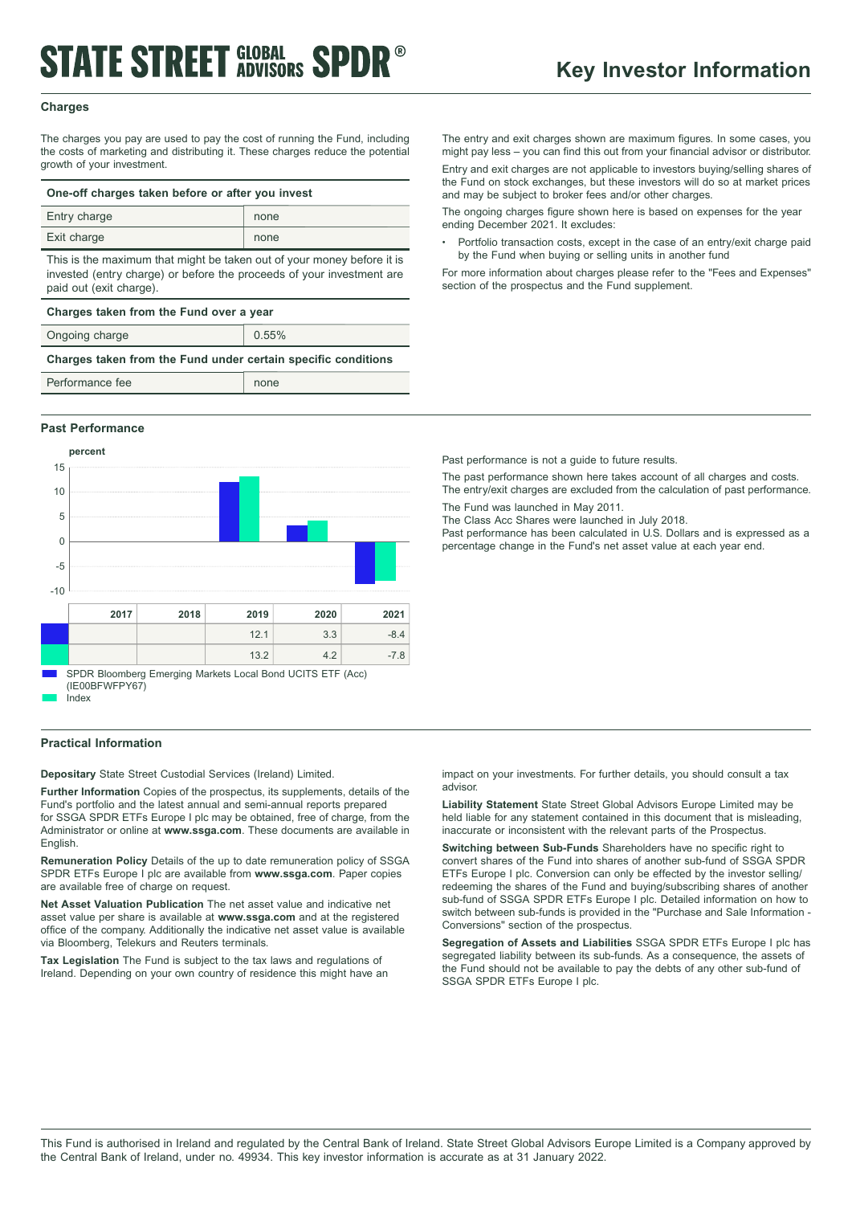## Charges

The charges you pay are used to pay the cost of running the Fund, including the costs of marketing and distributing it. These charges reduce the potential growth of your investment.

| One-off charges taken before or after you invest | |
|---|---|
| Entry charge | none |
| Exit charge | none |

This is the maximum that might be taken out of your money before it is invested (entry charge) or before the proceeds of your investment are paid out (exit charge).

| Charges taken from the Fund over a year | |
|---|---|
| Ongoing charge | 0.55% |

| Charges taken from the Fund under certain specific conditions | |
|---|---|
| Performance fee | none |

The entry and exit charges shown are maximum figures. In some cases, you might pay less – you can find this out from your financial advisor or distributor.

Entry and exit charges are not applicable to investors buying/selling shares of the Fund on stock exchanges, but these investors will do so at market prices and may be subject to broker fees and/or other charges.

The ongoing charges figure shown here is based on expenses for the year ending December 2021. It excludes:

- Portfolio transaction costs, except in the case of an entry/exit charge paid by the Fund when buying or selling units in another fund

For more information about charges please refer to the "Fees and Expenses" section of the prospectus and the Fund supplement.

## Past Performance

percent

15
10
5
0
-5
-10

2017 2018 2019 2020 2021

12.1 3.3 -8.4

13.2 4.2 -7.8

SPDR Bloomberg Emerging Markets Local Bond UCITS ETF (Acc) (IE00BFWFPY67)

Index

Past performance is not a guide to future results.

The past performance shown here takes account of all charges and costs. The entry/exit charges are excluded from the calculation of past performance.

The Fund was launched in May 2011.
The Class Acc Shares were launched in July 2018.
Past performance has been calculated in U.S. Dollars and is expressed as a percentage change in the Fund's net asset value at each year end.

## Practical Information

**Depositary** State Street Custodial Services (Ireland) Limited.

**Further Information** Copies of the prospectus, its supplements, details of the Fund's portfolio and the latest annual and semi-annual reports prepared for SSGA SPDR ETFs Europe I plc may be obtained, free of charge, from the Administrator or online at **www.ssga.com**. These documents are available in English.

**Remuneration Policy** Details of the up to date remuneration policy of SSGA SPDR ETFs Europe I plc are available from **www.ssga.com**. Paper copies are available free of charge on request.

**Net Asset Valuation Publication** The net asset value and indicative net asset value per share is available at **www.ssga.com** and at the registered office of the company. Additionally the indicative net asset value is available via Bloomberg, Telekurs and Reuters terminals.

**Tax Legislation** The Fund is subject to the tax laws and regulations of Ireland. Depending on your own country of residence this might have an impact on your investments. For further details, you should consult a tax advisor.

**Liability Statement** State Street Global Advisors Europe Limited may be held liable for any statement contained in this document that is misleading, inaccurate or inconsistent with the relevant parts of the Prospectus.

**Switching between Sub-Funds** Shareholders have no specific right to convert shares of the Fund into shares of another sub-fund of SSGA SPDR ETFs Europe I plc. Conversion can only be effected by the investor selling/redeeming the shares of the Fund and buying/subscribing shares of another sub-fund of SSGA SPDR ETFs Europe I plc. Detailed information on how to switch between sub-funds is provided in the "Purchase and Sale Information - Conversions" section of the prospectus.

**Segregation of Assets and Liabilities** SSGA SPDR ETFs Europe I plc has segregated liability between its sub-funds. As a consequence, the assets of the Fund should not be available to pay the debts of any other sub-fund of SSGA SPDR ETFs Europe I plc.

This Fund is authorised in Ireland and regulated by the Central Bank of Ireland. State Street Global Advisors Europe Limited is a Company approved by the Central Bank of Ireland, under no. 49934. This key investor information is accurate as at 31 January 2022.